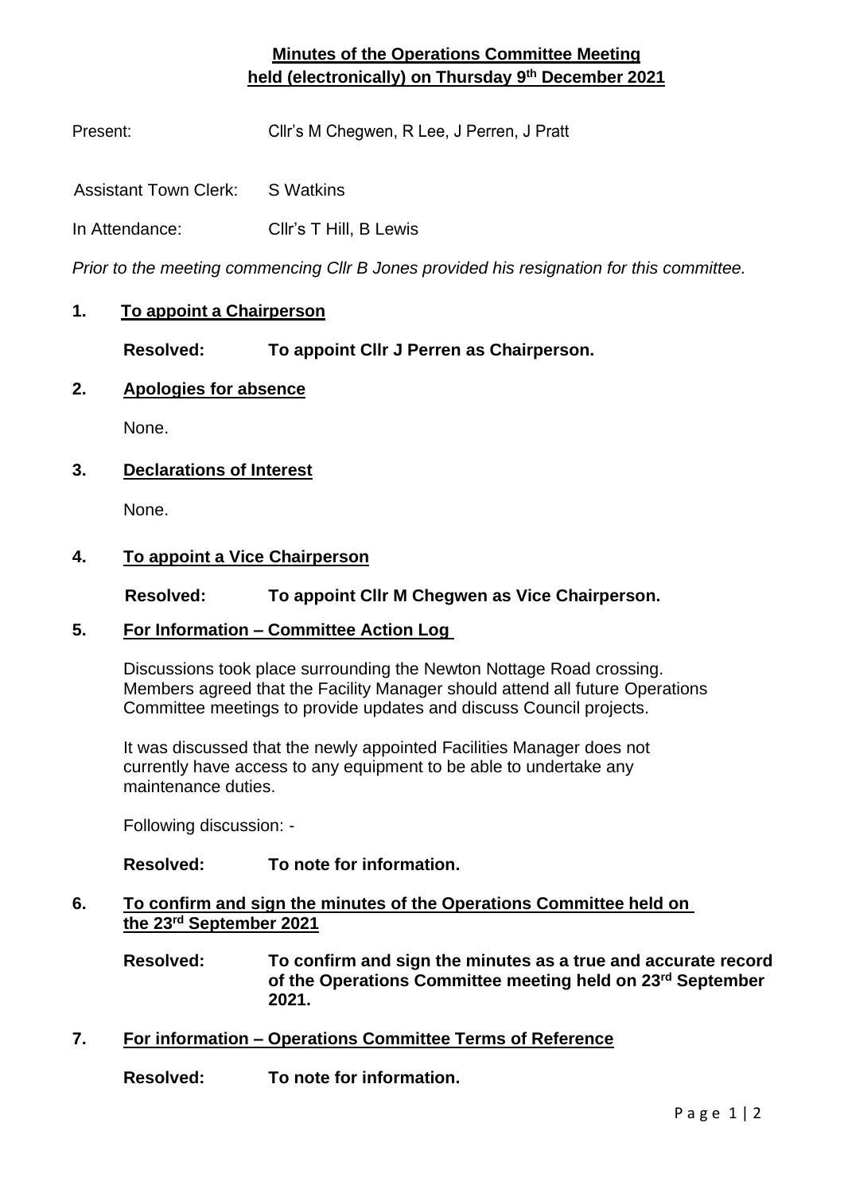# Minutes of the Operations Committee Meeting held (electronically) on Thursday 9th December 2021

Present: Cllr's M Chegwen, R Lee, J Perren, J Pratt

Assistant Town Clerk: S Watkins

In Attendance: Cllr's T Hill, B Lewis

*Prior to the meeting commencing Cllr B Jones provided his resignation for this committee.*

## 1. To appoint a Chairperson

**Resolved: To appoint Cllr J Perren as Chairperson.**

## 2. Apologies for absence

None.

## 3. Declarations of Interest

None.

## 4. To appoint a Vice Chairperson

**Resolved: To appoint Cllr M Chegwen as Vice Chairperson.**

## 5. For Information – Committee Action Log

Discussions took place surrounding the Newton Nottage Road crossing. Members agreed that the Facility Manager should attend all future Operations Committee meetings to provide updates and discuss Council projects.

It was discussed that the newly appointed Facilities Manager does not currently have access to any equipment to be able to undertake any maintenance duties.

Following discussion: -

**Resolved: To note for information.**

## 6. To confirm and sign the minutes of the Operations Committee held on the 23rd September 2021

**Resolved: To confirm and sign the minutes as a true and accurate record of the Operations Committee meeting held on 23rd September 2021.**

## 7. For information – Operations Committee Terms of Reference

**Resolved: To note for information.**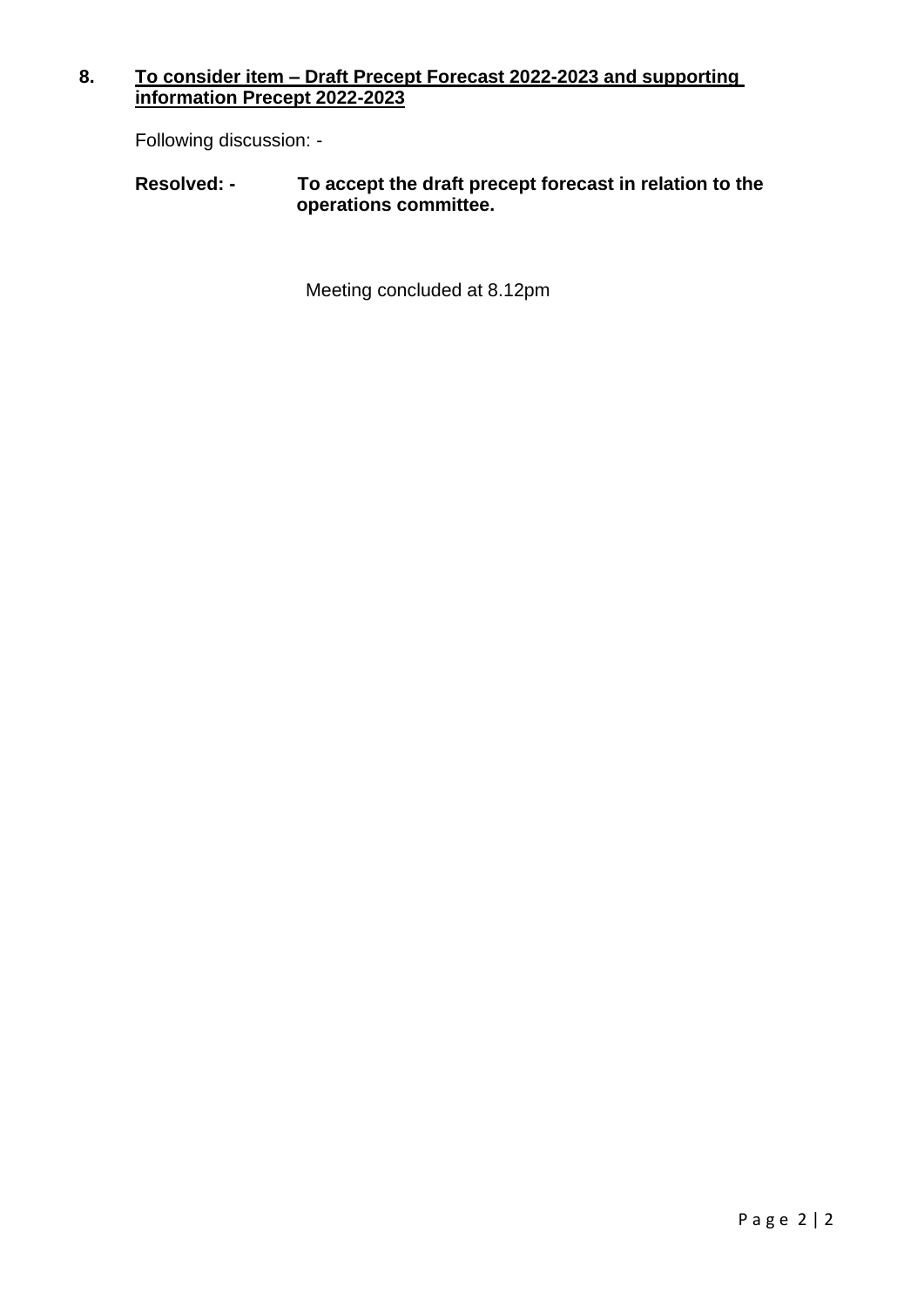**8. To consider item – Draft Precept Forecast 2022-2023 and supporting information Precept 2022-2023**

Following discussion: -

**Resolved: - To accept the draft precept forecast in relation to the operations committee.**

Meeting concluded at 8.12pm